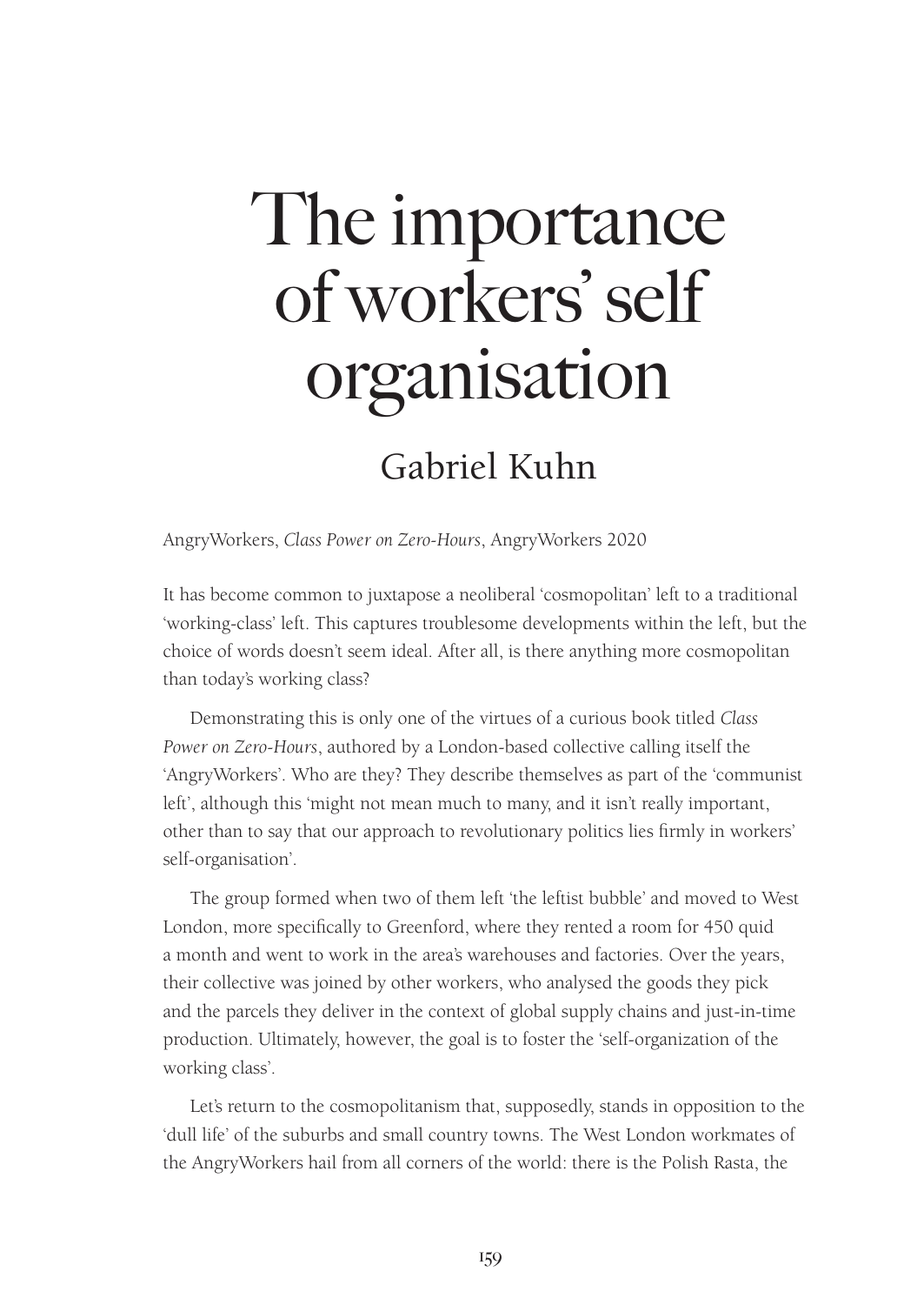# The importance of workers' self organisation

## Gabriel Kuhn

AngryWorkers, *Class Power on Zero-Hours*, AngryWorkers 2020

It has become common to juxtapose a neoliberal 'cosmopolitan' left to a traditional 'working-class' left. This captures troublesome developments within the left, but the choice of words doesn't seem ideal. After all, is there anything more cosmopolitan than today's working class?

Demonstrating this is only one of the virtues of a curious book titled *Class Power on Zero-Hours*, authored by a London-based collective calling itself the 'AngryWorkers'. Who are they? They describe themselves as part of the 'communist left', although this 'might not mean much to many, and it isn't really important, other than to say that our approach to revolutionary politics lies firmly in workers' self-organisation'.

The group formed when two of them left 'the leftist bubble' and moved to West London, more specifically to Greenford, where they rented a room for 450 quid a month and went to work in the area's warehouses and factories. Over the years, their collective was joined by other workers, who analysed the goods they pick and the parcels they deliver in the context of global supply chains and just-in-time production. Ultimately, however, the goal is to foster the 'self-organization of the working class'.

Let's return to the cosmopolitanism that, supposedly, stands in opposition to the 'dull life' of the suburbs and small country towns. The West London workmates of the AngryWorkers hail from all corners of the world: there is the Polish Rasta, the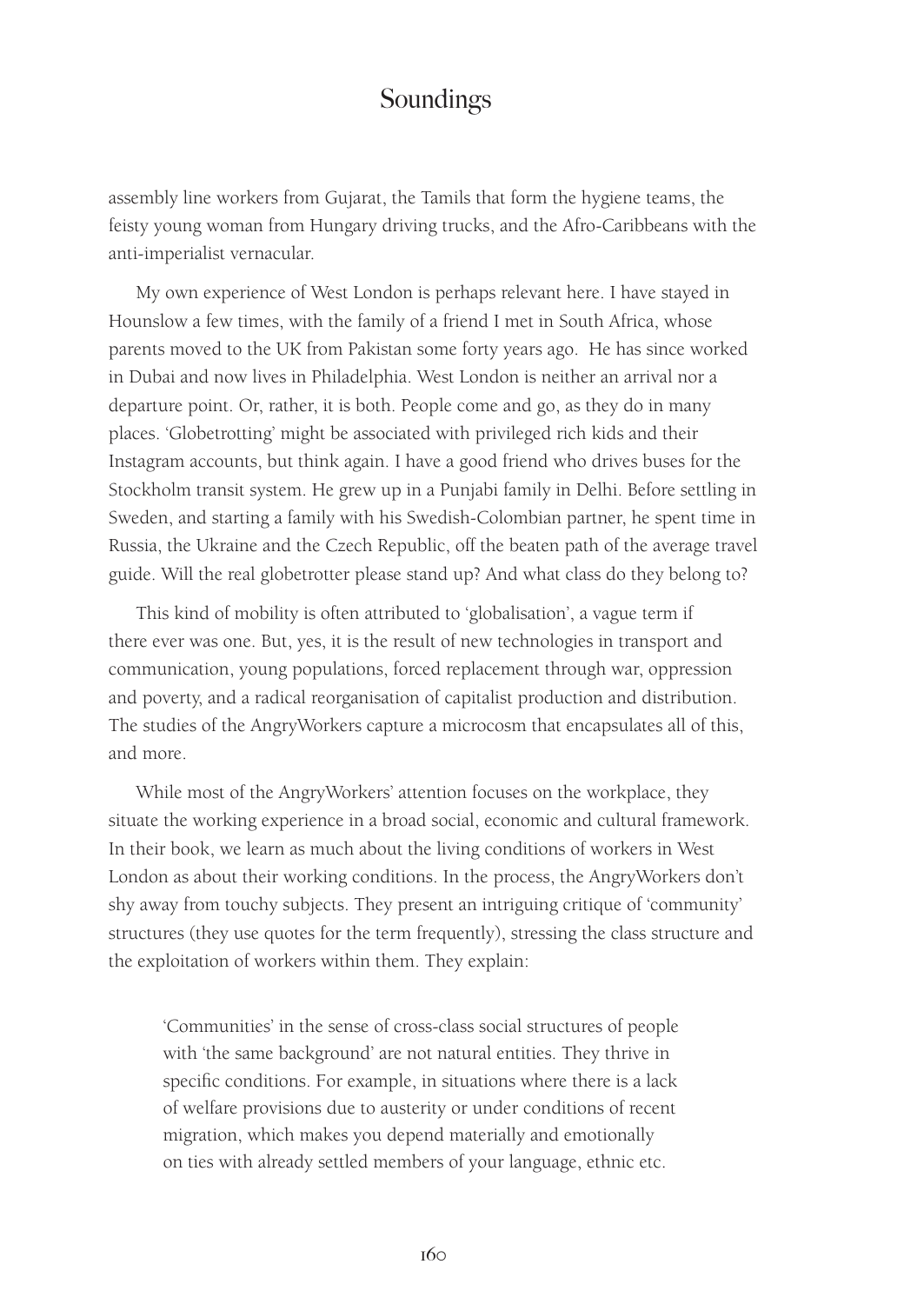assembly line workers from Gujarat, the Tamils that form the hygiene teams, the feisty young woman from Hungary driving trucks, and the Afro-Caribbeans with the anti-imperialist vernacular.

My own experience of West London is perhaps relevant here. I have stayed in Hounslow a few times, with the family of a friend I met in South Africa, whose parents moved to the UK from Pakistan some forty years ago. He has since worked in Dubai and now lives in Philadelphia. West London is neither an arrival nor a departure point. Or, rather, it is both. People come and go, as they do in many places. 'Globetrotting' might be associated with privileged rich kids and their Instagram accounts, but think again. I have a good friend who drives buses for the Stockholm transit system. He grew up in a Punjabi family in Delhi. Before settling in Sweden, and starting a family with his Swedish-Colombian partner, he spent time in Russia, the Ukraine and the Czech Republic, off the beaten path of the average travel guide. Will the real globetrotter please stand up? And what class do they belong to?

This kind of mobility is often attributed to 'globalisation', a vague term if there ever was one. But, yes, it is the result of new technologies in transport and communication, young populations, forced replacement through war, oppression and poverty, and a radical reorganisation of capitalist production and distribution. The studies of the AngryWorkers capture a microcosm that encapsulates all of this, and more.

While most of the AngryWorkers' attention focuses on the workplace, they situate the working experience in a broad social, economic and cultural framework. In their book, we learn as much about the living conditions of workers in West London as about their working conditions. In the process, the AngryWorkers don't shy away from touchy subjects. They present an intriguing critique of 'community' structures (they use quotes for the term frequently), stressing the class structure and the exploitation of workers within them. They explain:

> 'Communities' in the sense of cross-class social structures of people with 'the same background' are not natural entities. They thrive in specific conditions. For example, in situations where there is a lack of welfare provisions due to austerity or under conditions of recent migration, which makes you depend materially and emotionally on ties with already settled members of your language, ethnic etc.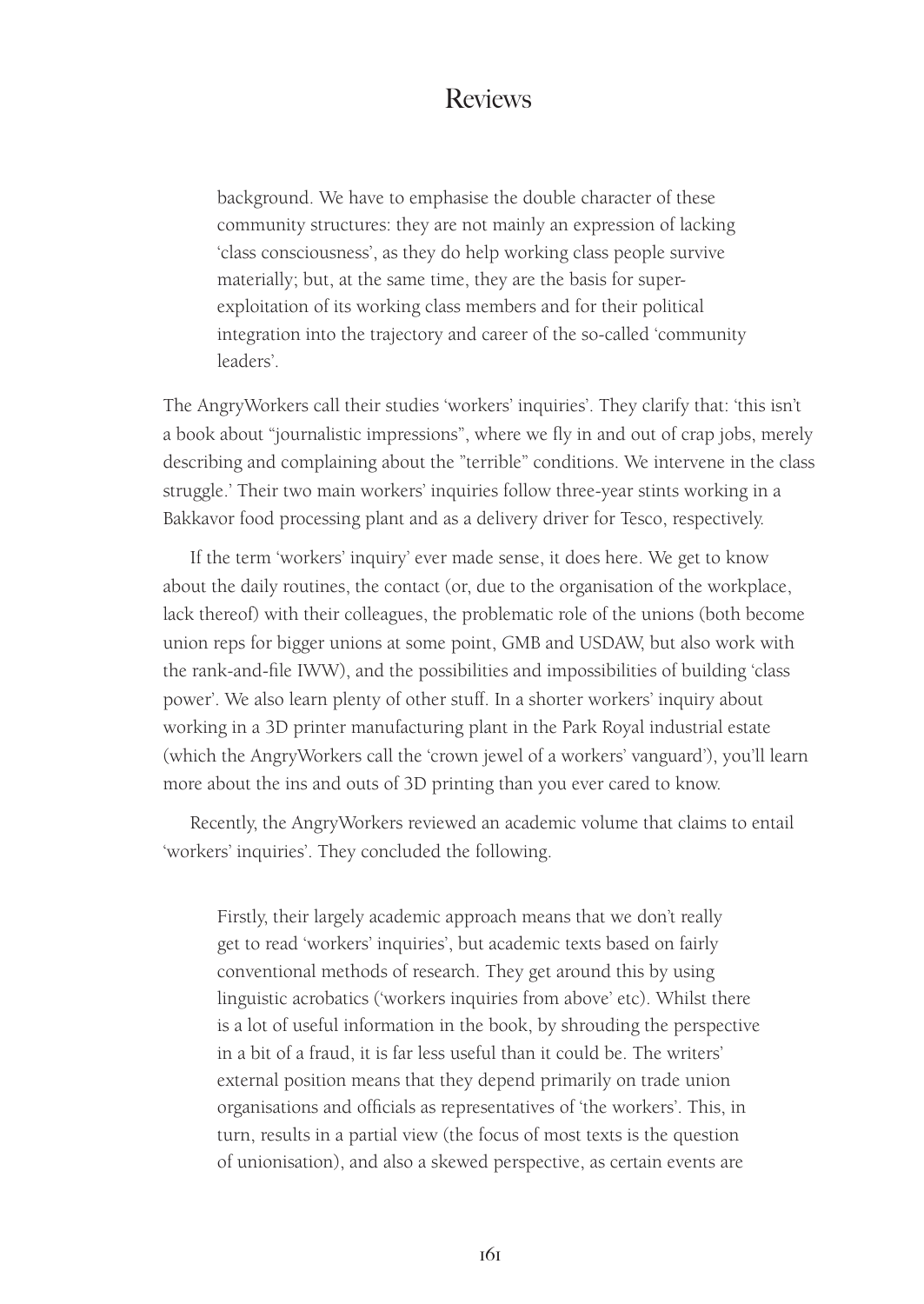> background. We have to emphasise the double character of these community structures: they are not mainly an expression of lacking 'class consciousness', as they do help working class people survive materially; but, at the same time, they are the basis for super-exploitation of its working class members and for their political integration into the trajectory and career of the so-called 'community leaders'.

The AngryWorkers call their studies 'workers' inquiries'. They clarify that: 'this isn't a book about "journalistic impressions", where we fly in and out of crap jobs, merely describing and complaining about the "terrible" conditions. We intervene in the class struggle.' Their two main workers' inquiries follow three-year stints working in a Bakkavor food processing plant and as a delivery driver for Tesco, respectively.

If the term 'workers' inquiry' ever made sense, it does here. We get to know about the daily routines, the contact (or, due to the organisation of the workplace, lack thereof) with their colleagues, the problematic role of the unions (both become union reps for bigger unions at some point, GMB and USDAW, but also work with the rank-and-file IWW), and the possibilities and impossibilities of building 'class power'. We also learn plenty of other stuff. In a shorter workers' inquiry about working in a 3D printer manufacturing plant in the Park Royal industrial estate (which the AngryWorkers call the 'crown jewel of a workers' vanguard'), you'll learn more about the ins and outs of 3D printing than you ever cared to know.

Recently, the AngryWorkers reviewed an academic volume that claims to entail 'workers' inquiries'. They concluded the following.

> Firstly, their largely academic approach means that we don't really get to read 'workers' inquiries', but academic texts based on fairly conventional methods of research. They get around this by using linguistic acrobatics ('workers inquiries from above' etc). Whilst there is a lot of useful information in the book, by shrouding the perspective in a bit of a fraud, it is far less useful than it could be. The writers' external position means that they depend primarily on trade union organisations and officials as representatives of 'the workers'. This, in turn, results in a partial view (the focus of most texts is the question of unionisation), and also a skewed perspective, as certain events are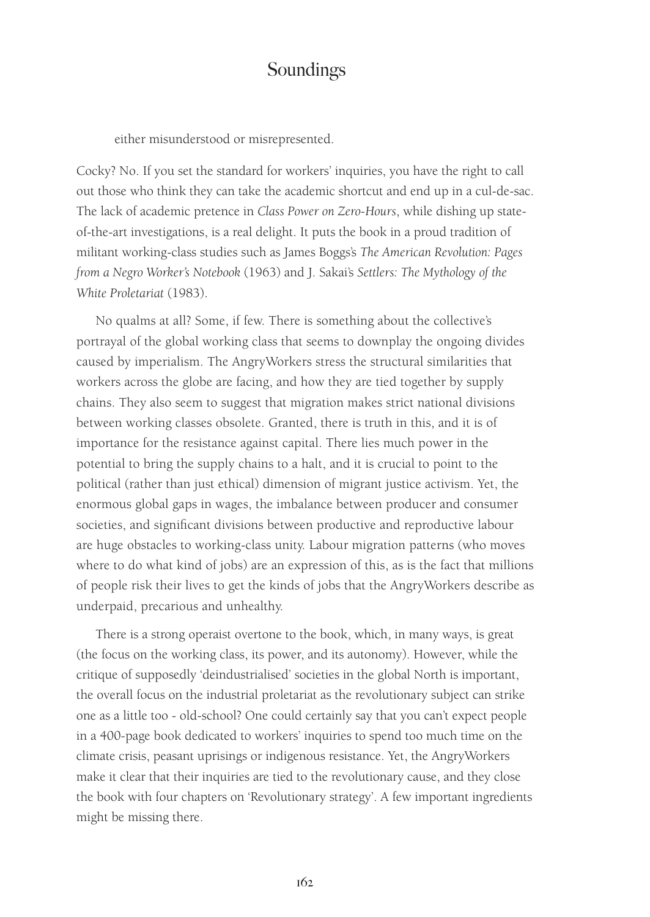either misunderstood or misrepresented.

Cocky? No. If you set the standard for workers' inquiries, you have the right to call out those who think they can take the academic shortcut and end up in a cul-de-sac. The lack of academic pretence in *Class Power on Zero-Hours*, while dishing up state-of-the-art investigations, is a real delight. It puts the book in a proud tradition of militant working-class studies such as James Boggs's *The American Revolution: Pages from a Negro Worker's Notebook* (1963) and J. Sakai's *Settlers: The Mythology of the White Proletariat* (1983).

No qualms at all? Some, if few. There is something about the collective's portrayal of the global working class that seems to downplay the ongoing divides caused by imperialism. The AngryWorkers stress the structural similarities that workers across the globe are facing, and how they are tied together by supply chains. They also seem to suggest that migration makes strict national divisions between working classes obsolete. Granted, there is truth in this, and it is of importance for the resistance against capital. There lies much power in the potential to bring the supply chains to a halt, and it is crucial to point to the political (rather than just ethical) dimension of migrant justice activism. Yet, the enormous global gaps in wages, the imbalance between producer and consumer societies, and significant divisions between productive and reproductive labour are huge obstacles to working-class unity. Labour migration patterns (who moves where to do what kind of jobs) are an expression of this, as is the fact that millions of people risk their lives to get the kinds of jobs that the AngryWorkers describe as underpaid, precarious and unhealthy.

There is a strong operaist overtone to the book, which, in many ways, is great (the focus on the working class, its power, and its autonomy). However, while the critique of supposedly 'deindustrialised' societies in the global North is important, the overall focus on the industrial proletariat as the revolutionary subject can strike one as a little too - old-school? One could certainly say that you can't expect people in a 400-page book dedicated to workers' inquiries to spend too much time on the climate crisis, peasant uprisings or indigenous resistance. Yet, the AngryWorkers make it clear that their inquiries are tied to the revolutionary cause, and they close the book with four chapters on 'Revolutionary strategy'. A few important ingredients might be missing there.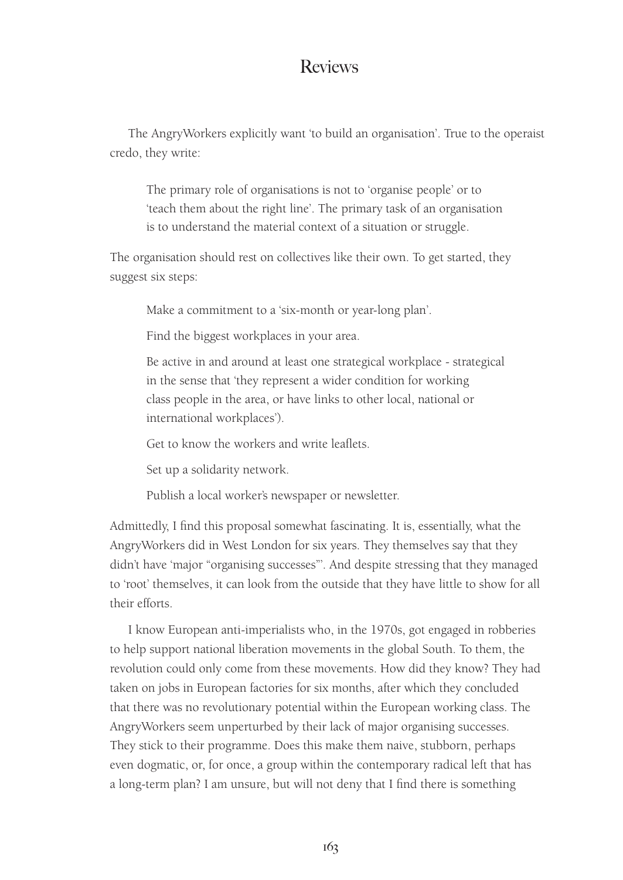The AngryWorkers explicitly want 'to build an organisation'. True to the operaist credo, they write:

> The primary role of organisations is not to 'organise people' or to 'teach them about the right line'. The primary task of an organisation is to understand the material context of a situation or struggle.

The organisation should rest on collectives like their own. To get started, they suggest six steps:

> Make a commitment to a 'six-month or year-long plan'.
>
> Find the biggest workplaces in your area.
>
> Be active in and around at least one strategical workplace - strategical in the sense that 'they represent a wider condition for working class people in the area, or have links to other local, national or international workplaces').
>
> Get to know the workers and write leaflets.
>
> Set up a solidarity network.
>
> Publish a local worker's newspaper or newsletter.

Admittedly, I find this proposal somewhat fascinating. It is, essentially, what the AngryWorkers did in West London for six years. They themselves say that they didn't have 'major "organising successes"'. And despite stressing that they managed to 'root' themselves, it can look from the outside that they have little to show for all their efforts.

I know European anti-imperialists who, in the 1970s, got engaged in robberies to help support national liberation movements in the global South. To them, the revolution could only come from these movements. How did they know? They had taken on jobs in European factories for six months, after which they concluded that there was no revolutionary potential within the European working class. The AngryWorkers seem unperturbed by their lack of major organising successes. They stick to their programme. Does this make them naive, stubborn, perhaps even dogmatic, or, for once, a group within the contemporary radical left that has a long-term plan? I am unsure, but will not deny that I find there is something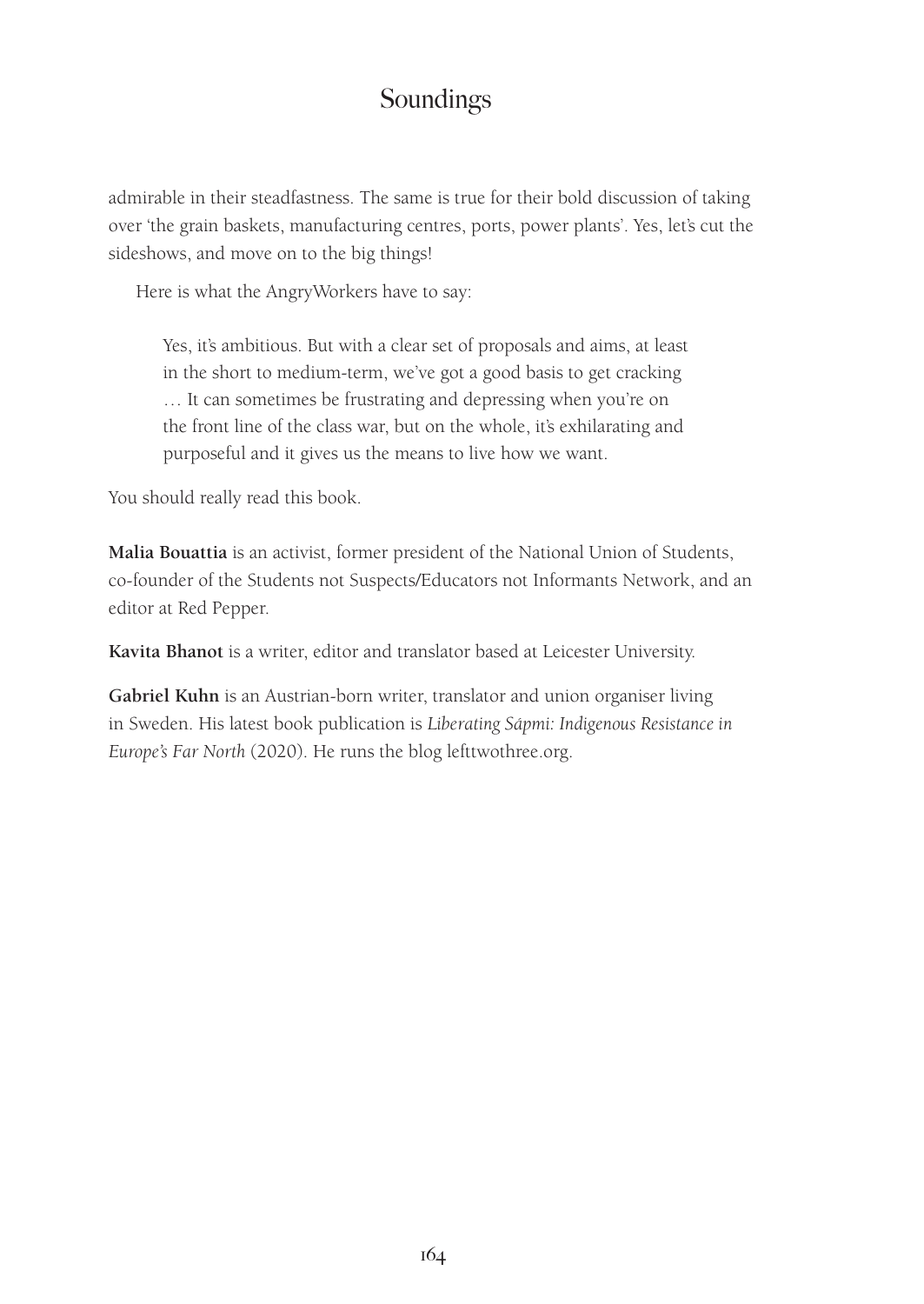admirable in their steadfastness. The same is true for their bold discussion of taking over 'the grain baskets, manufacturing centres, ports, power plants'. Yes, let's cut the sideshows, and move on to the big things!

Here is what the AngryWorkers have to say:

> Yes, it's ambitious. But with a clear set of proposals and aims, at least in the short to medium-term, we've got a good basis to get cracking … It can sometimes be frustrating and depressing when you're on the front line of the class war, but on the whole, it's exhilarating and purposeful and it gives us the means to live how we want.

You should really read this book.

**Malia Bouattia** is an activist, former president of the National Union of Students, co-founder of the Students not Suspects/Educators not Informants Network, and an editor at Red Pepper.

**Kavita Bhanot** is a writer, editor and translator based at Leicester University.

**Gabriel Kuhn** is an Austrian-born writer, translator and union organiser living in Sweden. His latest book publication is *Liberating Sápmi: Indigenous Resistance in Europe's Far North* (2020). He runs the blog lefttwothree.org.